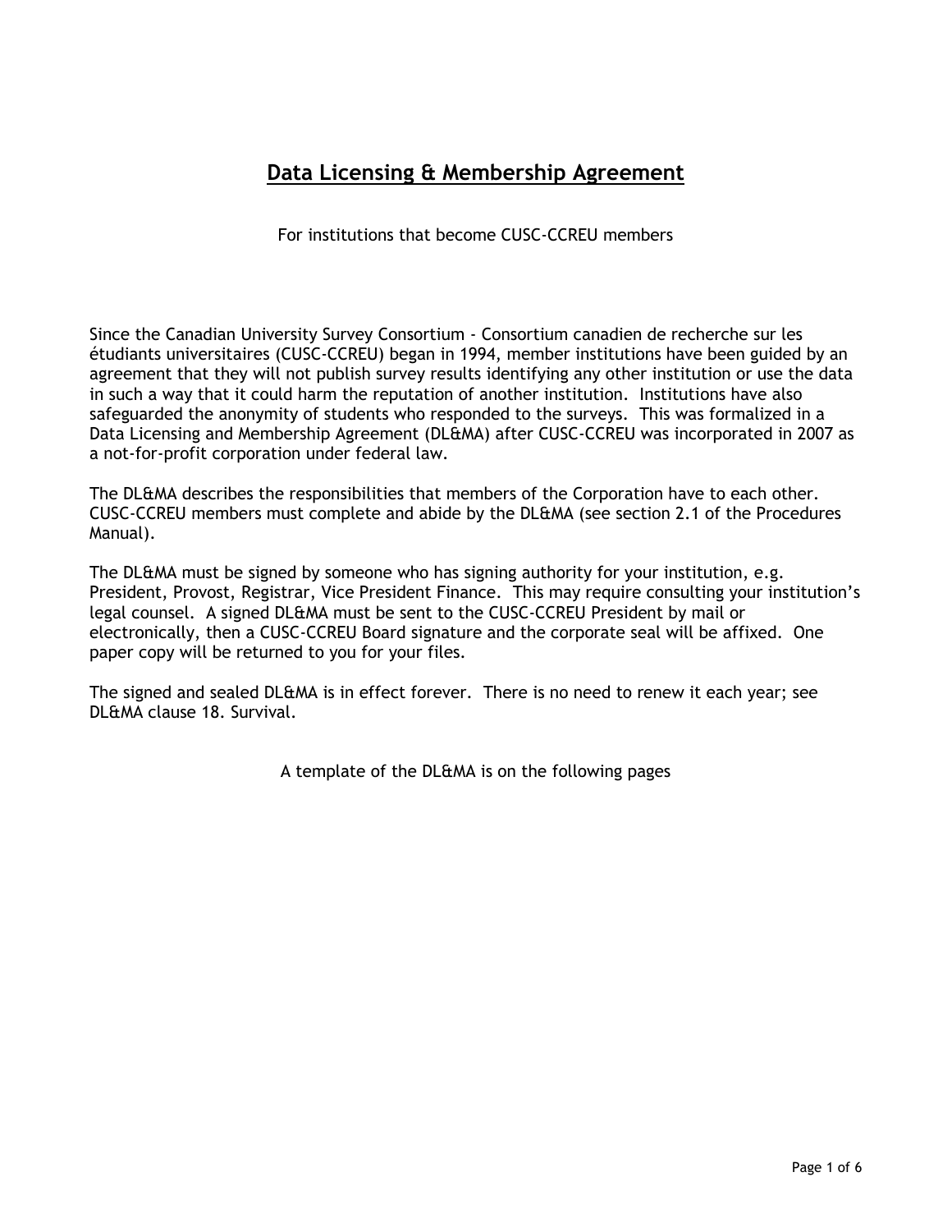# <u>Data Licensing & Membership Agreement</u>

For institutions that become CUSC-CCREU members

Since the Canadian University Survey Consortium - Consortium canadien de recherche sur les étudiants universitaires (CUSC-CCREU) began in 1994, member institutions have been guided by an agreement that they will not publish survey results identifying any other institution or use the data in such a way that it could harm the reputation of another institution. Institutions have also safeguarded the anonymity of students who responded to the surveys. This was formalized in a Data Licensing and Membership Agreement (DL&MA) after CUSC-CCREU was incorporated in 2007 as a not-for-profit corporation under federal law.

The DL&MA describes the responsibilities that members of the Corporation have to each other. CUSC-CCREU members must complete and abide by the DL&MA (see section 2.1 of the Procedures Manual).

The DL&MA must be signed by someone who has signing authority for your institution, e.g. President, Provost, Registrar, Vice President Finance. This may require consulting your institution's legal counsel. A signed DL&MA must be sent to the CUSC-CCREU President by mail or electronically, then a CUSC-CCREU Board signature and the corporate seal will be affixed. One paper copy will be returned to you for your files.

The signed and sealed DL&MA is in effect forever. There is no need to renew it each year; see DL&MA clause 18. Survival.

A template of the DL&MA is on the following pages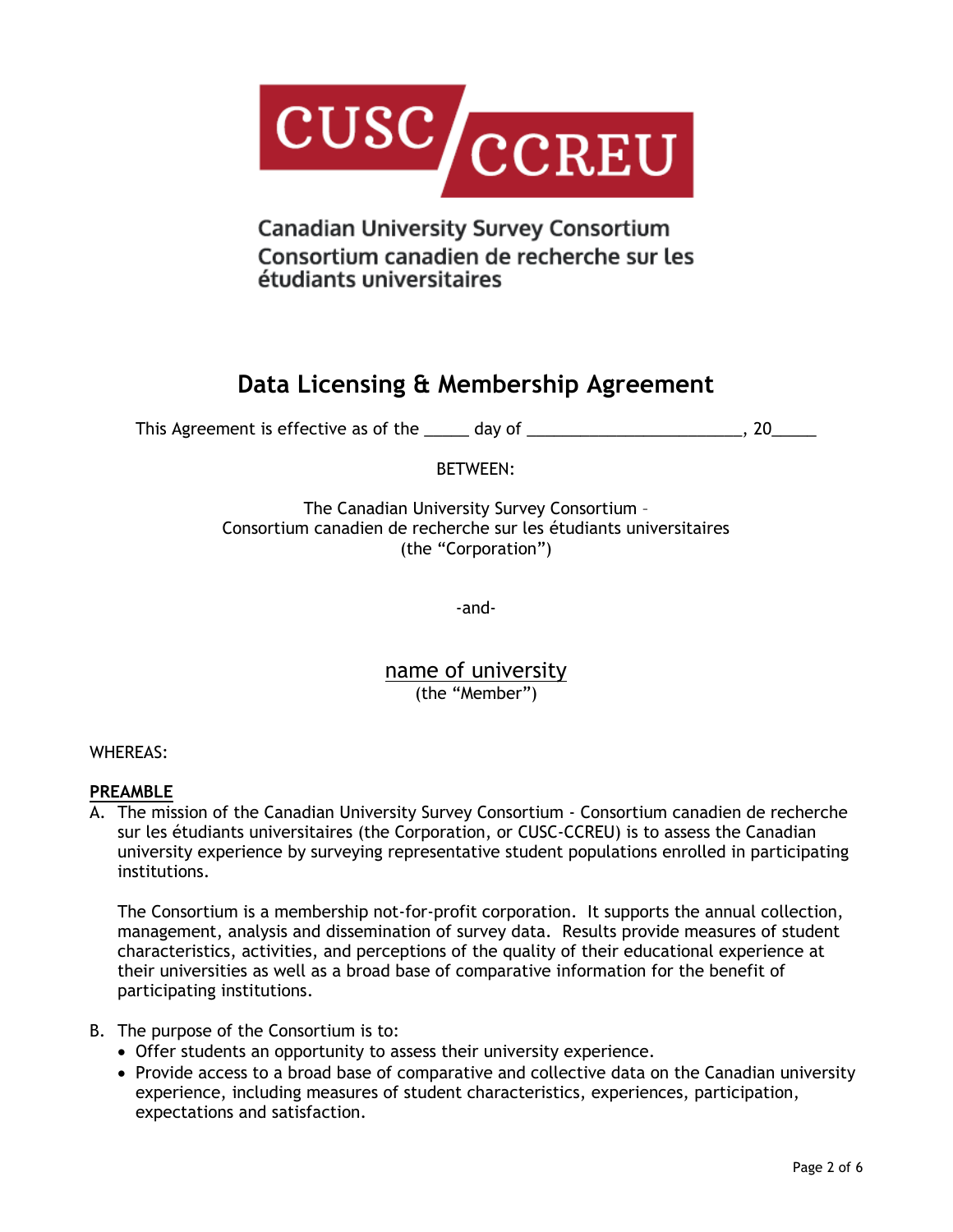CUSC CCREU

Canadian University Survey Consortium
Consortium canadien de recherche sur les étudiants universitaires

# Data Licensing & Membership Agreement

This Agreement is effective as of the _____ day of ________________________, 20_____

BETWEEN:

The Canadian University Survey Consortium –
Consortium canadien de recherche sur les étudiants universitaires
(the "Corporation")

-and-

name of university
(the "Member")

WHEREAS:

**PREAMBLE**

A. The mission of the Canadian University Survey Consortium - Consortium canadien de recherche sur les étudiants universitaires (the Corporation, or CUSC-CCREU) is to assess the Canadian university experience by surveying representative student populations enrolled in participating institutions.

   The Consortium is a membership not-for-profit corporation. It supports the annual collection, management, analysis and dissemination of survey data. Results provide measures of student characteristics, activities, and perceptions of the quality of their educational experience at their universities as well as a broad base of comparative information for the benefit of participating institutions.

B. The purpose of the Consortium is to:
   - Offer students an opportunity to assess their university experience.
   - Provide access to a broad base of comparative and collective data on the Canadian university experience, including measures of student characteristics, experiences, participation, expectations and satisfaction.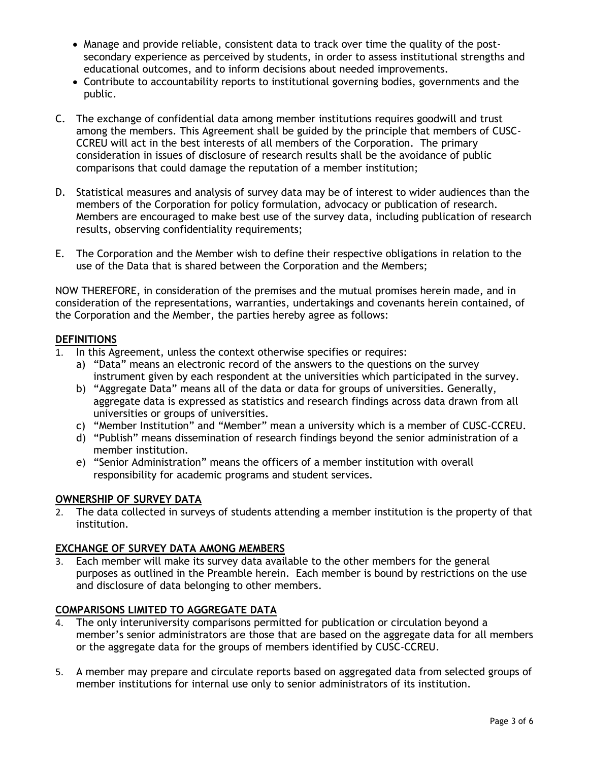- Manage and provide reliable, consistent data to track over time the quality of the post-secondary experience as perceived by students, in order to assess institutional strengths and educational outcomes, and to inform decisions about needed improvements.
- Contribute to accountability reports to institutional governing bodies, governments and the public.

C. The exchange of confidential data among member institutions requires goodwill and trust among the members. This Agreement shall be guided by the principle that members of CUSC-CCREU will act in the best interests of all members of the Corporation. The primary consideration in issues of disclosure of research results shall be the avoidance of public comparisons that could damage the reputation of a member institution;

D. Statistical measures and analysis of survey data may be of interest to wider audiences than the members of the Corporation for policy formulation, advocacy or publication of research. Members are encouraged to make best use of the survey data, including publication of research results, observing confidentiality requirements;

E. The Corporation and the Member wish to define their respective obligations in relation to the use of the Data that is shared between the Corporation and the Members;

NOW THEREFORE, in consideration of the premises and the mutual promises herein made, and in consideration of the representations, warranties, undertakings and covenants herein contained, of the Corporation and the Member, the parties hereby agree as follows:

## DEFINITIONS

1. In this Agreement, unless the context otherwise specifies or requires:
   a) "Data" means an electronic record of the answers to the questions on the survey instrument given by each respondent at the universities which participated in the survey.
   b) "Aggregate Data" means all of the data or data for groups of universities. Generally, aggregate data is expressed as statistics and research findings across data drawn from all universities or groups of universities.
   c) "Member Institution" and "Member" mean a university which is a member of CUSC-CCREU.
   d) "Publish" means dissemination of research findings beyond the senior administration of a member institution.
   e) "Senior Administration" means the officers of a member institution with overall responsibility for academic programs and student services.

## OWNERSHIP OF SURVEY DATA

2. The data collected in surveys of students attending a member institution is the property of that institution.

## EXCHANGE OF SURVEY DATA AMONG MEMBERS

3. Each member will make its survey data available to the other members for the general purposes as outlined in the Preamble herein. Each member is bound by restrictions on the use and disclosure of data belonging to other members.

## COMPARISONS LIMITED TO AGGREGATE DATA

4. The only interuniversity comparisons permitted for publication or circulation beyond a member's senior administrators are those that are based on the aggregate data for all members or the aggregate data for the groups of members identified by CUSC-CCREU.

5. A member may prepare and circulate reports based on aggregated data from selected groups of member institutions for internal use only to senior administrators of its institution.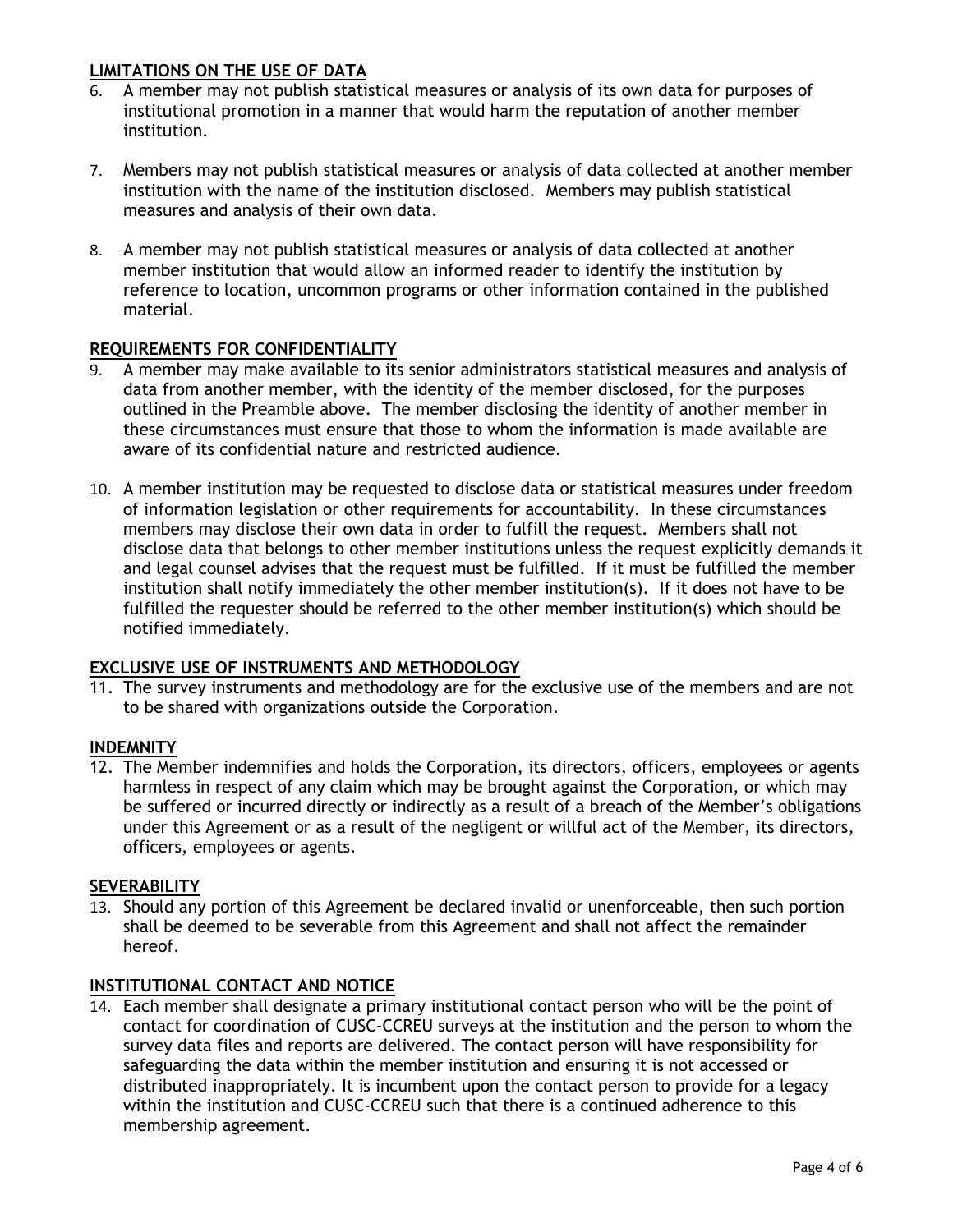**LIMITATIONS ON THE USE OF DATA**

6. A member may not publish statistical measures or analysis of its own data for purposes of institutional promotion in a manner that would harm the reputation of another member institution.

7. Members may not publish statistical measures or analysis of data collected at another member institution with the name of the institution disclosed. Members may publish statistical measures and analysis of their own data.

8. A member may not publish statistical measures or analysis of data collected at another member institution that would allow an informed reader to identify the institution by reference to location, uncommon programs or other information contained in the published material.

**REQUIREMENTS FOR CONFIDENTIALITY**

9. A member may make available to its senior administrators statistical measures and analysis of data from another member, with the identity of the member disclosed, for the purposes outlined in the Preamble above. The member disclosing the identity of another member in these circumstances must ensure that those to whom the information is made available are aware of its confidential nature and restricted audience.

10. A member institution may be requested to disclose data or statistical measures under freedom of information legislation or other requirements for accountability. In these circumstances members may disclose their own data in order to fulfill the request. Members shall not disclose data that belongs to other member institutions unless the request explicitly demands it and legal counsel advises that the request must be fulfilled. If it must be fulfilled the member institution shall notify immediately the other member institution(s). If it does not have to be fulfilled the requester should be referred to the other member institution(s) which should be notified immediately.

**EXCLUSIVE USE OF INSTRUMENTS AND METHODOLOGY**

11. The survey instruments and methodology are for the exclusive use of the members and are not to be shared with organizations outside the Corporation.

**INDEMNITY**

12. The Member indemnifies and holds the Corporation, its directors, officers, employees or agents harmless in respect of any claim which may be brought against the Corporation, or which may be suffered or incurred directly or indirectly as a result of a breach of the Member's obligations under this Agreement or as a result of the negligent or willful act of the Member, its directors, officers, employees or agents.

**SEVERABILITY**

13. Should any portion of this Agreement be declared invalid or unenforceable, then such portion shall be deemed to be severable from this Agreement and shall not affect the remainder hereof.

**INSTITUTIONAL CONTACT AND NOTICE**

14. Each member shall designate a primary institutional contact person who will be the point of contact for coordination of CUSC-CCREU surveys at the institution and the person to whom the survey data files and reports are delivered. The contact person will have responsibility for safeguarding the data within the member institution and ensuring it is not accessed or distributed inappropriately. It is incumbent upon the contact person to provide for a legacy within the institution and CUSC-CCREU such that there is a continued adherence to this membership agreement.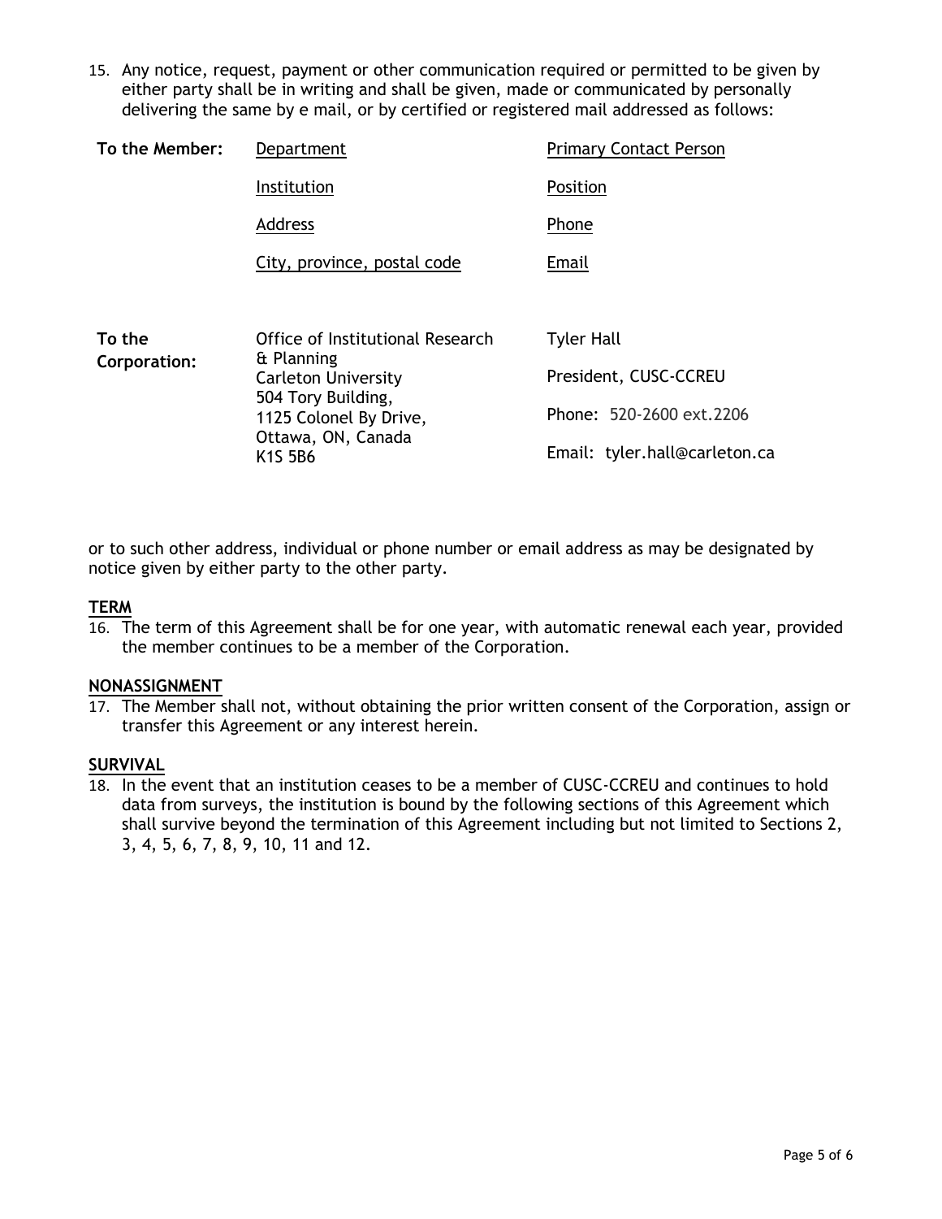15. Any notice, request, payment or other communication required or permitted to be given by either party shall be in writing and shall be given, made or communicated by personally delivering the same by e mail, or by certified or registered mail addressed as follows:

| | | |
|---|---|---|
| **To the Member:** | Department | Primary Contact Person |
| | Institution | Position |
| | Address | Phone |
| | City, province, postal code | Email |
| **To the Corporation:** | Office of Institutional Research & Planning<br>Carleton University<br>504 Tory Building,<br>1125 Colonel By Drive,<br>Ottawa, ON, Canada<br>K1S 5B6 | Tyler Hall<br>President, CUSC-CCREU<br>Phone: 520-2600 ext.2206<br>Email: tyler.hall@carleton.ca |

or to such other address, individual or phone number or email address as may be designated by notice given by either party to the other party.

**TERM**

16. The term of this Agreement shall be for one year, with automatic renewal each year, provided the member continues to be a member of the Corporation.

**NONASSIGNMENT**

17. The Member shall not, without obtaining the prior written consent of the Corporation, assign or transfer this Agreement or any interest herein.

**SURVIVAL**

18. In the event that an institution ceases to be a member of CUSC-CCREU and continues to hold data from surveys, the institution is bound by the following sections of this Agreement which shall survive beyond the termination of this Agreement including but not limited to Sections 2, 3, 4, 5, 6, 7, 8, 9, 10, 11 and 12.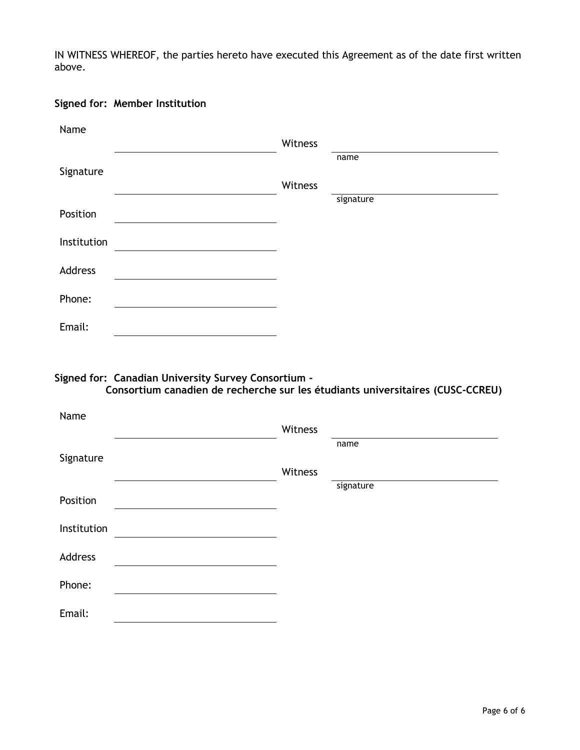IN WITNESS WHEREOF, the parties hereto have executed this Agreement as of the date first written above.

**Signed for: Member Institution**

| | | | |
|---|---|---|---|
| Name | ______________________ | Witness | ______________________ name |
| Signature | ______________________ | Witness | ______________________ signature |
| Position | ______________________ | | |
| Institution | ______________________ | | |
| Address | ______________________ | | |
| Phone: | ______________________ | | |
| Email: | ______________________ | | |

**Signed for: Canadian University Survey Consortium - Consortium canadien de recherche sur les étudiants universitaires (CUSC-CCREU)**

| | | | |
|---|---|---|---|
| Name | ______________________ | Witness | ______________________ name |
| Signature | ______________________ | Witness | ______________________ signature |
| Position | ______________________ | | |
| Institution | ______________________ | | |
| Address | ______________________ | | |
| Phone: | ______________________ | | |
| Email: | ______________________ | | |